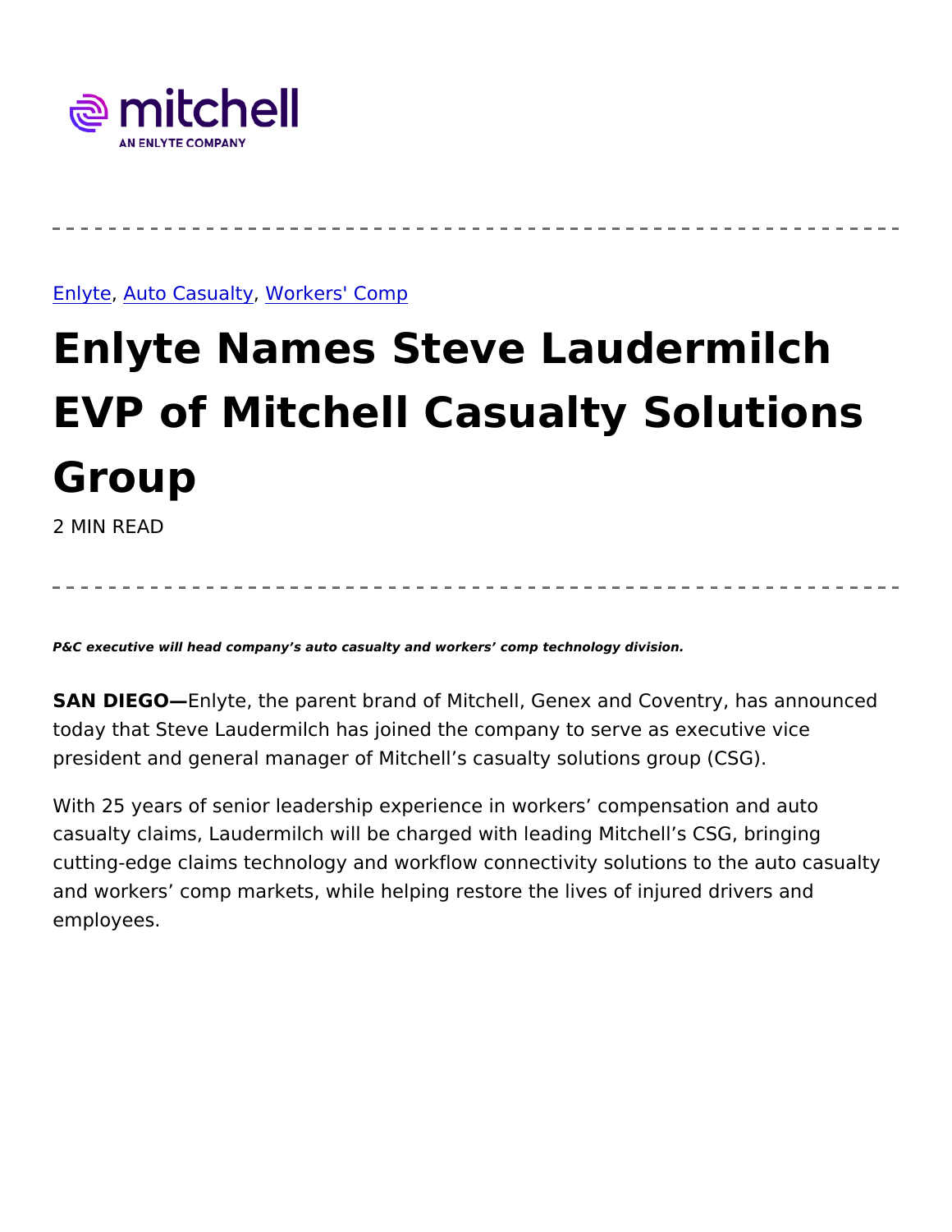mitchell

AN ENLYTE COMPANY

Enlyte, Auto Casualty, Workers' Comp

# Enlyte Names Steve Laudermilch EVP of Mitchell Casualty Solutions Group

2 MIN READ

***P&C executive will head company's auto casualty and workers' comp technology division.***

**SAN DIEGO—**Enlyte, the parent brand of Mitchell, Genex and Coventry, has announced today that Steve Laudermilch has joined the company to serve as executive vice president and general manager of Mitchell's casualty solutions group (CSG).

With 25 years of senior leadership experience in workers' compensation and auto casualty claims, Laudermilch will be charged with leading Mitchell's CSG, bringing cutting-edge claims technology and workflow connectivity solutions to the auto casualty and workers' comp markets, while helping restore the lives of injured drivers and employees.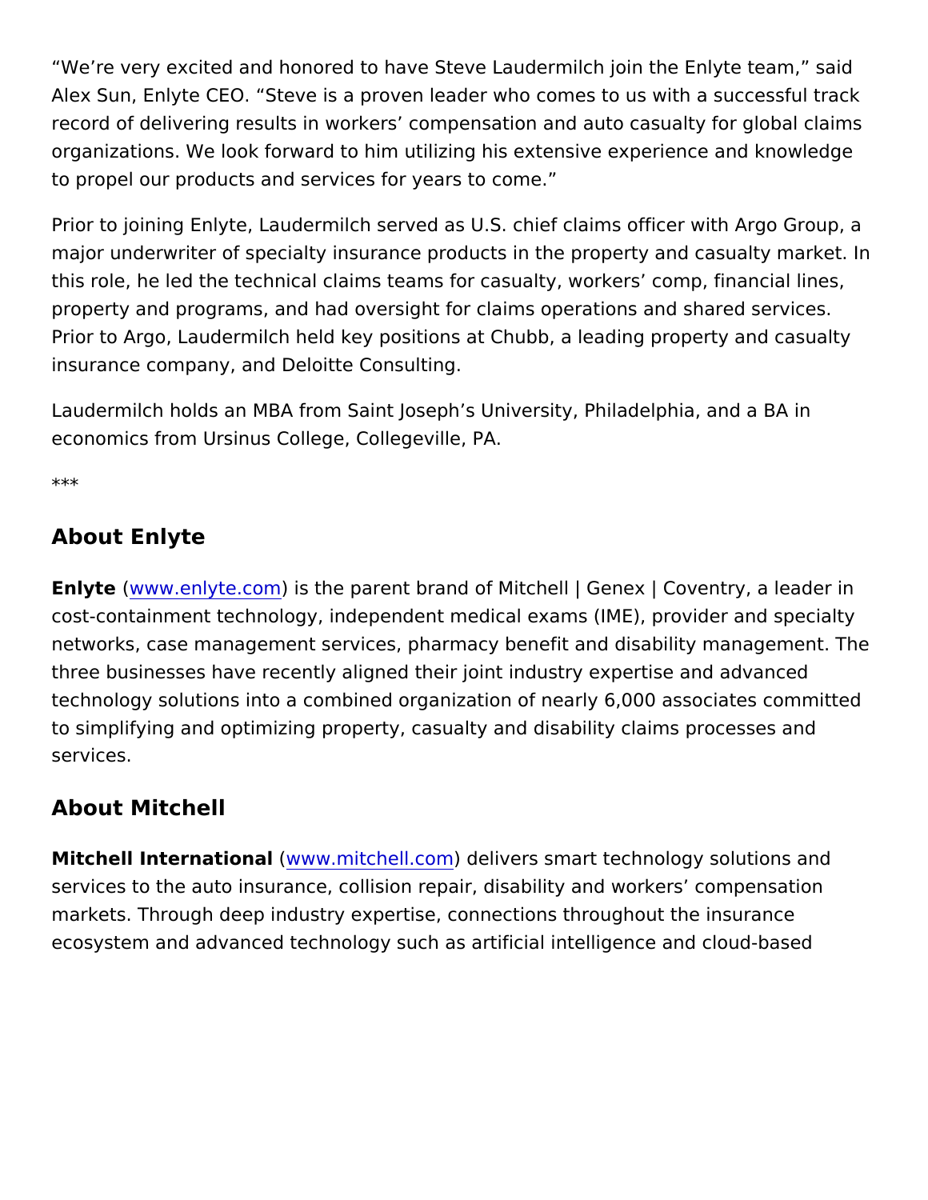"We're very excited and honored to have Steve Laudermilch join the Enlyte team," said Alex Sun, Enlyte CEO. "Steve is a proven leader who comes to us with a successful track record of delivering results in workers' compensation and auto casualty for global claims organizations. We look forward to him utilizing his extensive experience and knowledge to propel our products and services for years to come."

Prior to joining Enlyte, Laudermilch served as U.S. chief claims officer with Argo Group, a major underwriter of specialty insurance products in the property and casualty market. In this role, he led the technical claims teams for casualty, workers' comp, financial lines, property and programs, and had oversight for claims operations and shared services. Prior to Argo, Laudermilch held key positions at Chubb, a leading property and casualty insurance company, and Deloitte Consulting.

Laudermilch holds an MBA from Saint Joseph's University, Philadelphia, and a BA in economics from Ursinus College, Collegeville, PA.

***

## About Enlyte

**Enlyte** (www.enlyte.com) is the parent brand of Mitchell | Genex | Coventry, a leader in cost-containment technology, independent medical exams (IME), provider and specialty networks, case management services, pharmacy benefit and disability management. The three businesses have recently aligned their joint industry expertise and advanced technology solutions into a combined organization of nearly 6,000 associates committed to simplifying and optimizing property, casualty and disability claims processes and services.

## About Mitchell

**Mitchell International** (www.mitchell.com) delivers smart technology solutions and services to the auto insurance, collision repair, disability and workers' compensation markets. Through deep industry expertise, connections throughout the insurance ecosystem and advanced technology such as artificial intelligence and cloud-based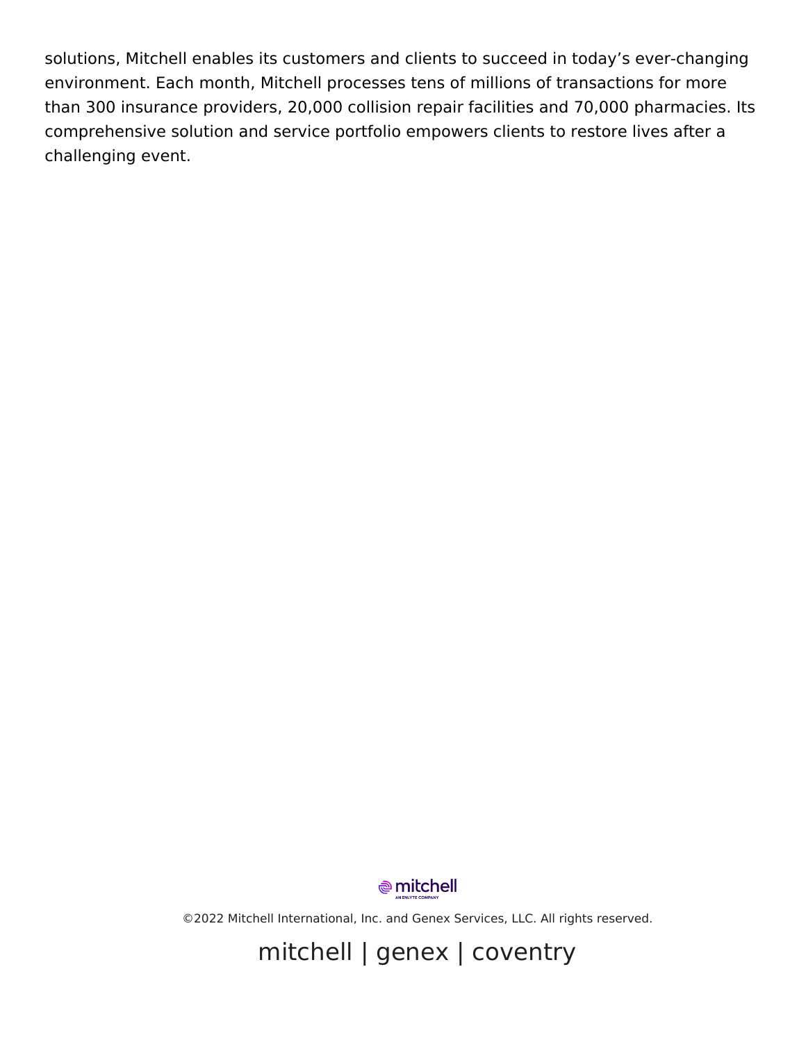solutions, Mitchell enables its customers and clients to succeed in today's ever-changing environment. Each month, Mitchell processes tens of millions of transactions for more than 300 insurance providers, 20,000 collision repair facilities and 70,000 pharmacies. Its comprehensive solution and service portfolio empowers clients to restore lives after a challenging event.

mitchell
AN ENLYTE COMPANY

©2022 Mitchell International, Inc. and Genex Services, LLC. All rights reserved.

mitchell | genex | coventry